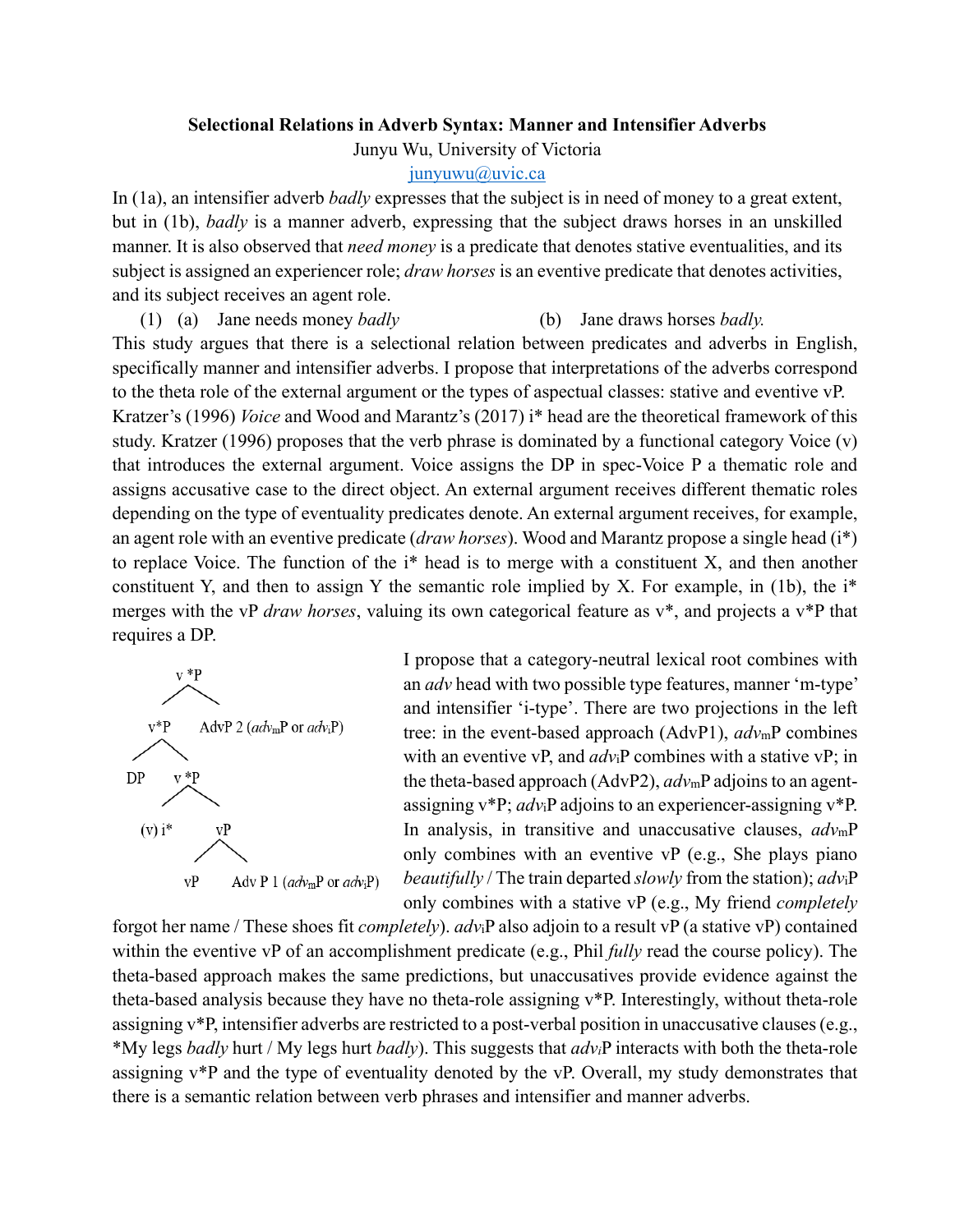# Selectional Relations in Adverb Syntax: Manner and Intensifier Adverbs

Junyu Wu, University of Victoria

junyuwu@uvic.ca

In (1a), an intensifier adverb *badly* expresses that the subject is in need of money to a great extent, but in (1b), *badly* is a manner adverb, expressing that the subject draws horses in an unskilled manner. It is also observed that *need money* is a predicate that denotes stative eventualities, and its subject is assigned an experiencer role; *draw horses* is an eventive predicate that denotes activities, and its subject receives an agent role.

(1) (a) Jane needs money *badly* (b) Jane draws horses *badly.*

This study argues that there is a selectional relation between predicates and adverbs in English, specifically manner and intensifier adverbs. I propose that interpretations of the adverbs correspond to the theta role of the external argument or the types of aspectual classes: stative and eventive vP. Kratzer's (1996) *Voice* and Wood and Marantz's (2017) i* head are the theoretical framework of this study. Kratzer (1996) proposes that the verb phrase is dominated by a functional category Voice (v) that introduces the external argument. Voice assigns the DP in spec-Voice P a thematic role and assigns accusative case to the direct object. An external argument receives different thematic roles depending on the type of eventuality predicates denote. An external argument receives, for example, an agent role with an eventive predicate (*draw horses*). Wood and Marantz propose a single head (i*) to replace Voice. The function of the i* head is to merge with a constituent X, and then another constituent Y, and then to assign Y the semantic role implied by X. For example, in (1b), the i* merges with the vP *draw horses*, valuing its own categorical feature as v*, and projects a v*P that requires a DP.

```
v*P
├── v*P
│   ├── DP
│   └── v*P
│       ├── (v) i*
│       └── vP
│           ├── vP
│           └── Adv P 1 (adv_m P or adv_i P)
└── AdvP 2 (adv_m P or adv_i P)
```

I propose that a category-neutral lexical root combines with an *adv* head with two possible type features, manner 'm-type' and intensifier 'i-type'. There are two projections in the left tree: in the event-based approach (AdvP1), $adv_m$P combines with an eventive vP, and $adv_i$P combines with a stative vP; in the theta-based approach (AdvP2), $adv_m$P adjoins to an agent-assigning v*P; $adv_i$P adjoins to an experiencer-assigning v*P. In analysis, in transitive and unaccusative clauses, $adv_m$P only combines with an eventive vP (e.g., She plays piano *beautifully* / The train departed *slowly* from the station); $adv_i$P only combines with a stative vP (e.g., My friend *completely* forgot her name / These shoes fit *completely*). $adv_i$P also adjoin to a result vP (a stative vP) contained within the eventive vP of an accomplishment predicate (e.g., Phil *fully* read the course policy). The theta-based approach makes the same predictions, but unaccusatives provide evidence against the theta-based analysis because they have no theta-role assigning v*P. Interestingly, without theta-role assigning v*P, intensifier adverbs are restricted to a post-verbal position in unaccusative clauses (e.g., *My legs *badly* hurt / My legs hurt *badly*). This suggests that $adv_i$P interacts with both the theta-role assigning v*P and the type of eventuality denoted by the vP. Overall, my study demonstrates that there is a semantic relation between verb phrases and intensifier and manner adverbs.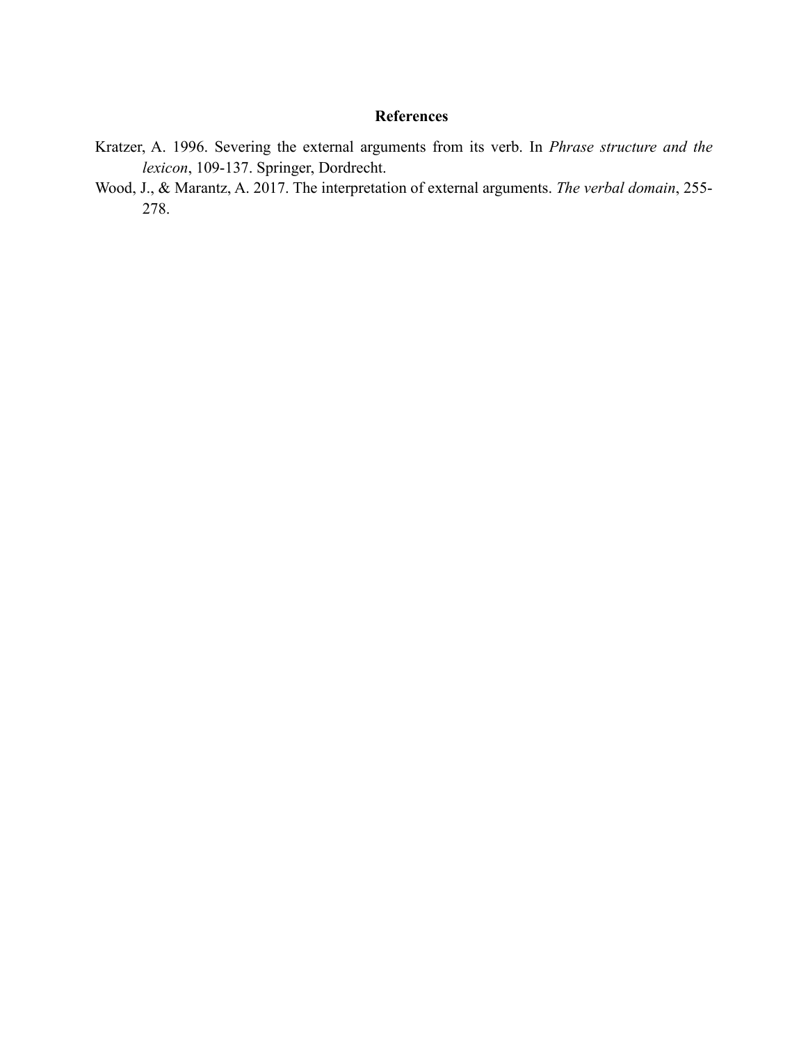## References

Kratzer, A. 1996. Severing the external arguments from its verb. In *Phrase structure and the lexicon*, 109-137. Springer, Dordrecht.

Wood, J., & Marantz, A. 2017. The interpretation of external arguments. *The verbal domain*, 255-278.